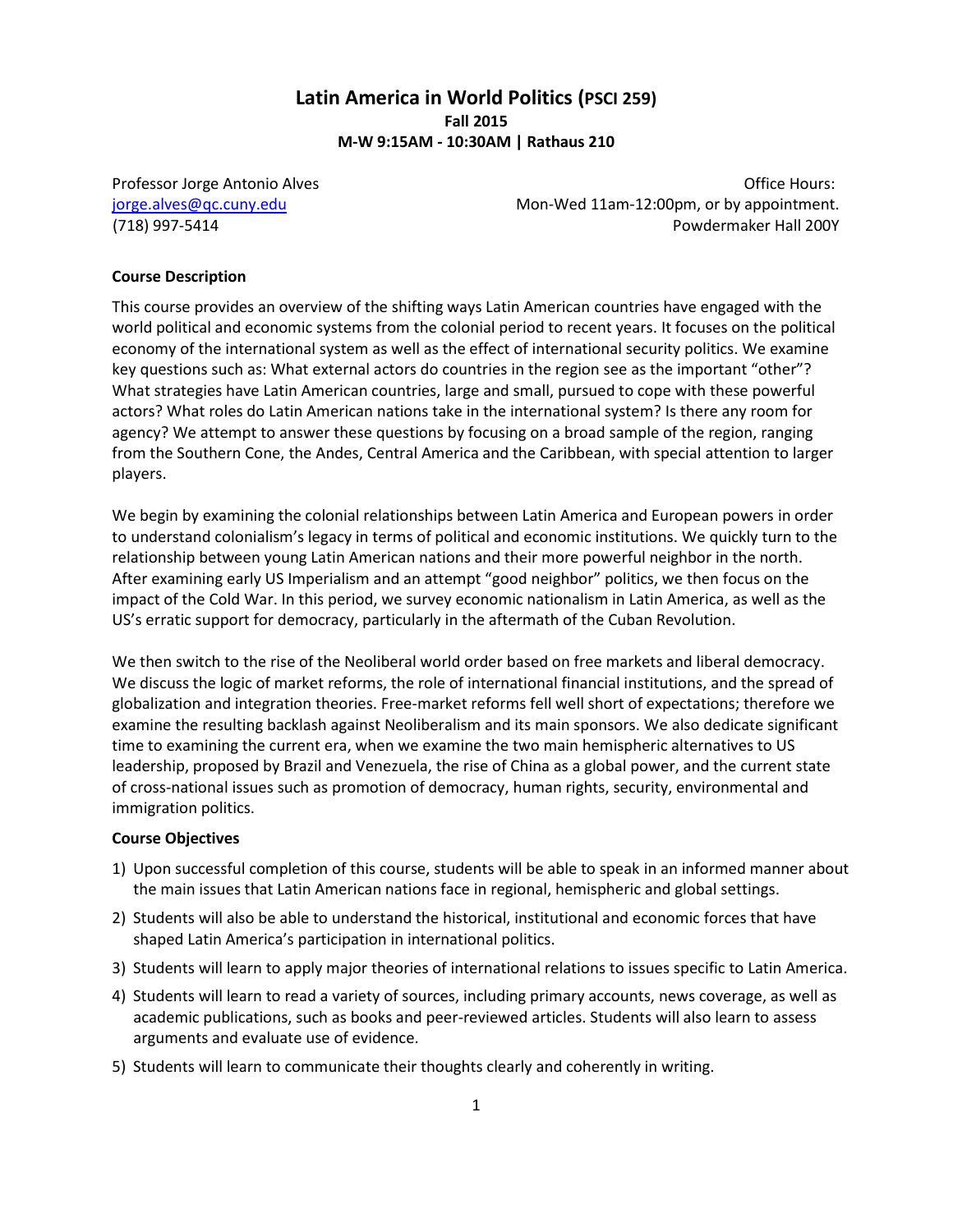# Latin America in World Politics (PSCI 259)

**Fall 2015**

**M-W 9:15AM - 10:30AM | Rathaus 210**

Professor Jorge Antonio Alves
jorge.alves@qc.cuny.edu
(718) 997-5414

Office Hours:
Mon-Wed 11am-12:00pm, or by appointment.
Powdermaker Hall 200Y

**Course Description**

This course provides an overview of the shifting ways Latin American countries have engaged with the world political and economic systems from the colonial period to recent years. It focuses on the political economy of the international system as well as the effect of international security politics. We examine key questions such as: What external actors do countries in the region see as the important "other"? What strategies have Latin American countries, large and small, pursued to cope with these powerful actors? What roles do Latin American nations take in the international system? Is there any room for agency? We attempt to answer these questions by focusing on a broad sample of the region, ranging from the Southern Cone, the Andes, Central America and the Caribbean, with special attention to larger players.

We begin by examining the colonial relationships between Latin America and European powers in order to understand colonialism's legacy in terms of political and economic institutions. We quickly turn to the relationship between young Latin American nations and their more powerful neighbor in the north. After examining early US Imperialism and an attempt "good neighbor" politics, we then focus on the impact of the Cold War. In this period, we survey economic nationalism in Latin America, as well as the US's erratic support for democracy, particularly in the aftermath of the Cuban Revolution.

We then switch to the rise of the Neoliberal world order based on free markets and liberal democracy. We discuss the logic of market reforms, the role of international financial institutions, and the spread of globalization and integration theories. Free-market reforms fell well short of expectations; therefore we examine the resulting backlash against Neoliberalism and its main sponsors. We also dedicate significant time to examining the current era, when we examine the two main hemispheric alternatives to US leadership, proposed by Brazil and Venezuela, the rise of China as a global power, and the current state of cross-national issues such as promotion of democracy, human rights, security, environmental and immigration politics.

**Course Objectives**

1) Upon successful completion of this course, students will be able to speak in an informed manner about the main issues that Latin American nations face in regional, hemispheric and global settings.
2) Students will also be able to understand the historical, institutional and economic forces that have shaped Latin America's participation in international politics.
3) Students will learn to apply major theories of international relations to issues specific to Latin America.
4) Students will learn to read a variety of sources, including primary accounts, news coverage, as well as academic publications, such as books and peer-reviewed articles. Students will also learn to assess arguments and evaluate use of evidence.
5) Students will learn to communicate their thoughts clearly and coherently in writing.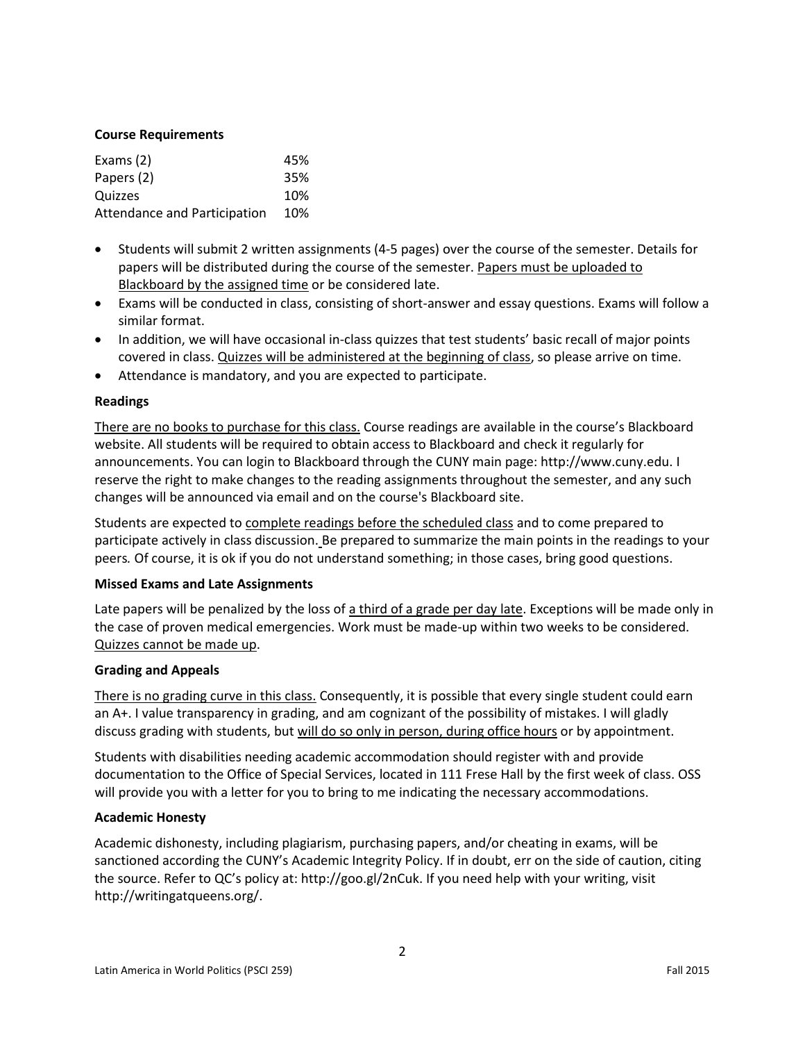**Course Requirements**

| Exams (2) | 45% |
|---|---|
| Papers (2) | 35% |
| Quizzes | 10% |
| Attendance and Participation | 10% |

- Students will submit 2 written assignments (4-5 pages) over the course of the semester. Details for papers will be distributed during the course of the semester. Papers must be uploaded to Blackboard by the assigned time or be considered late.
- Exams will be conducted in class, consisting of short-answer and essay questions. Exams will follow a similar format.
- In addition, we will have occasional in-class quizzes that test students' basic recall of major points covered in class. Quizzes will be administered at the beginning of class, so please arrive on time.
- Attendance is mandatory, and you are expected to participate.

**Readings**

There are no books to purchase for this class. Course readings are available in the course's Blackboard website. All students will be required to obtain access to Blackboard and check it regularly for announcements. You can login to Blackboard through the CUNY main page: http://www.cuny.edu. I reserve the right to make changes to the reading assignments throughout the semester, and any such changes will be announced via email and on the course's Blackboard site.

Students are expected to complete readings before the scheduled class and to come prepared to participate actively in class discussion. Be prepared to summarize the main points in the readings to your peers. Of course, it is ok if you do not understand something; in those cases, bring good questions.

**Missed Exams and Late Assignments**

Late papers will be penalized by the loss of a third of a grade per day late. Exceptions will be made only in the case of proven medical emergencies. Work must be made-up within two weeks to be considered. Quizzes cannot be made up.

**Grading and Appeals**

There is no grading curve in this class. Consequently, it is possible that every single student could earn an A+. I value transparency in grading, and am cognizant of the possibility of mistakes. I will gladly discuss grading with students, but will do so only in person, during office hours or by appointment.

Students with disabilities needing academic accommodation should register with and provide documentation to the Office of Special Services, located in 111 Frese Hall by the first week of class. OSS will provide you with a letter for you to bring to me indicating the necessary accommodations.

**Academic Honesty**

Academic dishonesty, including plagiarism, purchasing papers, and/or cheating in exams, will be sanctioned according the CUNY's Academic Integrity Policy. If in doubt, err on the side of caution, citing the source. Refer to QC's policy at: http://goo.gl/2nCuk. If you need help with your writing, visit http://writingatqueens.org/.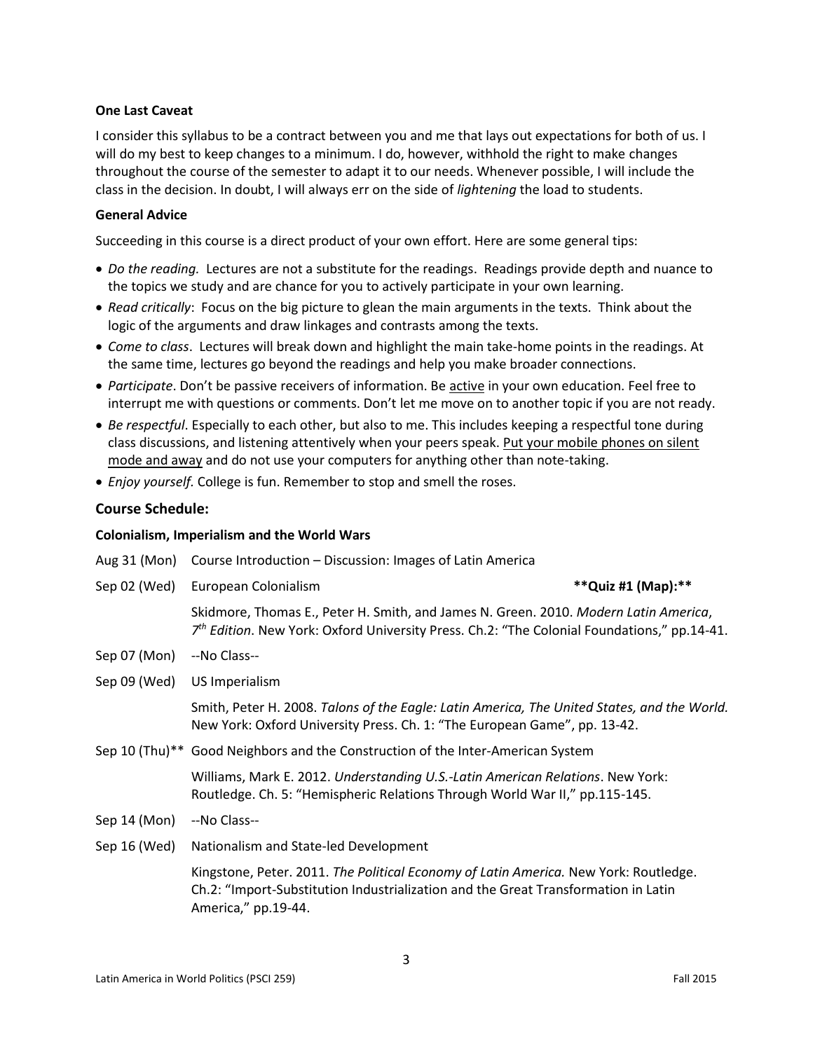**One Last Caveat**

I consider this syllabus to be a contract between you and me that lays out expectations for both of us. I will do my best to keep changes to a minimum. I do, however, withhold the right to make changes throughout the course of the semester to adapt it to our needs. Whenever possible, I will include the class in the decision. In doubt, I will always err on the side of *lightening* the load to students.

**General Advice**

Succeeding in this course is a direct product of your own effort. Here are some general tips:

- *Do the reading.* Lectures are not a substitute for the readings. Readings provide depth and nuance to the topics we study and are chance for you to actively participate in your own learning.
- *Read critically*: Focus on the big picture to glean the main arguments in the texts. Think about the logic of the arguments and draw linkages and contrasts among the texts.
- *Come to class*. Lectures will break down and highlight the main take-home points in the readings. At the same time, lectures go beyond the readings and help you make broader connections.
- *Participate*. Don't be passive receivers of information. Be <u>active</u> in your own education. Feel free to interrupt me with questions or comments. Don't let me move on to another topic if you are not ready.
- *Be respectful*. Especially to each other, but also to me. This includes keeping a respectful tone during class discussions, and listening attentively when your peers speak. <u>Put your mobile phones on silent mode and away</u> and do not use your computers for anything other than note-taking.
- *Enjoy yourself.* College is fun. Remember to stop and smell the roses.

## Course Schedule:

**Colonialism, Imperialism and the World Wars**

Aug 31 (Mon) Course Introduction – Discussion: Images of Latin America

Sep 02 (Wed) European Colonialism **\*\*Quiz #1 (Map):\*\***

Skidmore, Thomas E., Peter H. Smith, and James N. Green. 2010. *Modern Latin America*, *7th Edition*. New York: Oxford University Press. Ch.2: "The Colonial Foundations," pp.14-41.

Sep 07 (Mon) --No Class--

Sep 09 (Wed) US Imperialism

Smith, Peter H. 2008. *Talons of the Eagle: Latin America, The United States, and the World.* New York: Oxford University Press. Ch. 1: "The European Game", pp. 13-42.

Sep 10 (Thu)** Good Neighbors and the Construction of the Inter-American System

Williams, Mark E. 2012. *Understanding U.S.-Latin American Relations*. New York: Routledge. Ch. 5: "Hemispheric Relations Through World War II," pp.115-145.

Sep 14 (Mon) --No Class--

Sep 16 (Wed) Nationalism and State-led Development

Kingstone, Peter. 2011. *The Political Economy of Latin America.* New York: Routledge. Ch.2: "Import-Substitution Industrialization and the Great Transformation in Latin America," pp.19-44.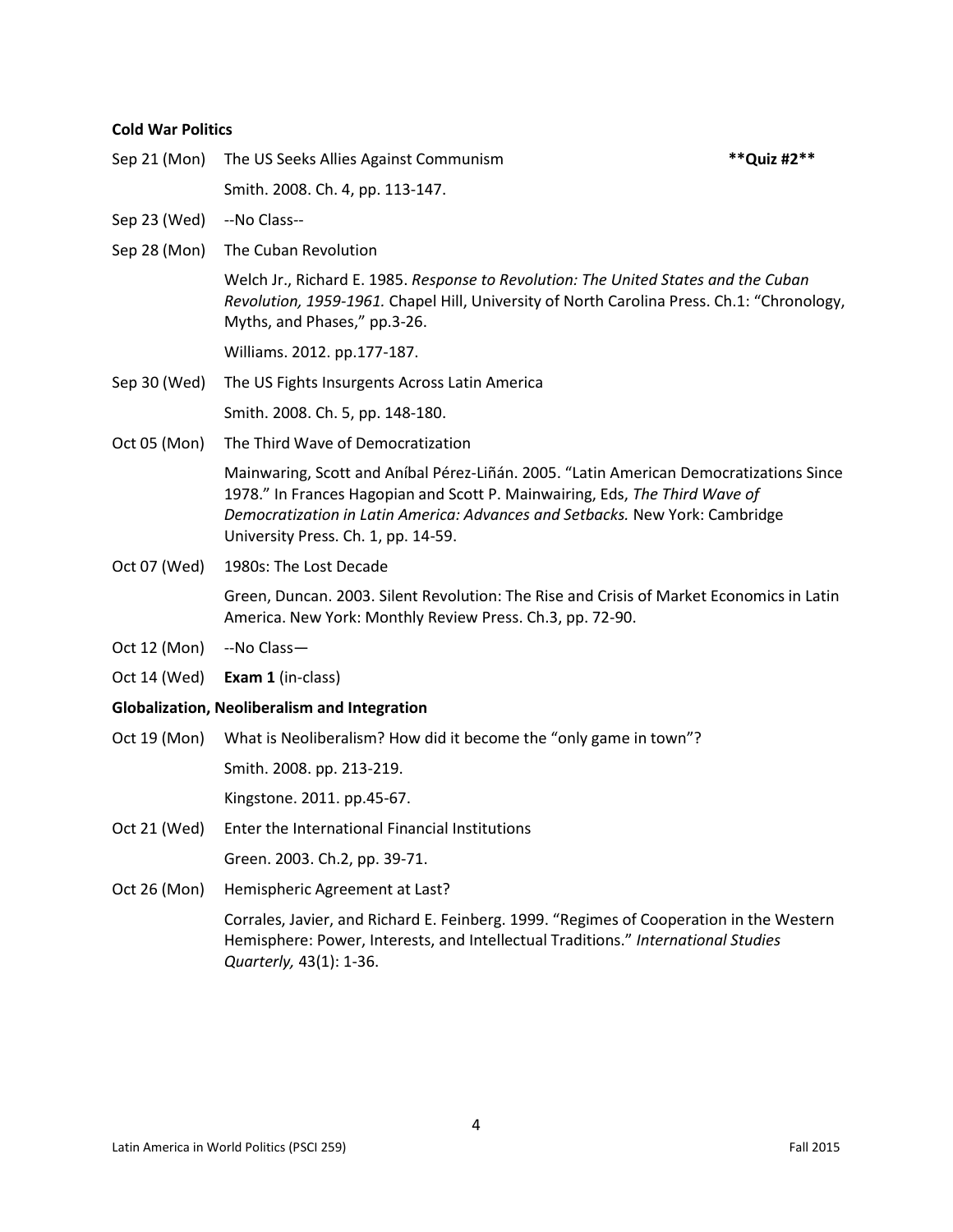**Cold War Politics**

Sep 21 (Mon) The US Seeks Allies Against Communism **Quiz #2**

Smith. 2008. Ch. 4, pp. 113-147.

Sep 23 (Wed) --No Class--

Sep 28 (Mon) The Cuban Revolution

Welch Jr., Richard E. 1985. *Response to Revolution: The United States and the Cuban Revolution, 1959-1961.* Chapel Hill, University of North Carolina Press. Ch.1: "Chronology, Myths, and Phases," pp.3-26.

Williams. 2012. pp.177-187.

Sep 30 (Wed) The US Fights Insurgents Across Latin America

Smith. 2008. Ch. 5, pp. 148-180.

Oct 05 (Mon) The Third Wave of Democratization

Mainwaring, Scott and Aníbal Pérez-Liñán. 2005. "Latin American Democratizations Since 1978." In Frances Hagopian and Scott P. Mainwairing, Eds, *The Third Wave of Democratization in Latin America: Advances and Setbacks.* New York: Cambridge University Press. Ch. 1, pp. 14-59.

Oct 07 (Wed) 1980s: The Lost Decade

Green, Duncan. 2003. Silent Revolution: The Rise and Crisis of Market Economics in Latin America. New York: Monthly Review Press. Ch.3, pp. 72-90.

Oct 12 (Mon) --No Class—

Oct 14 (Wed) **Exam 1** (in-class)

**Globalization, Neoliberalism and Integration**

Oct 19 (Mon) What is Neoliberalism? How did it become the "only game in town"?

Smith. 2008. pp. 213-219.

Kingstone. 2011. pp.45-67.

Oct 21 (Wed) Enter the International Financial Institutions

Green. 2003. Ch.2, pp. 39-71.

Oct 26 (Mon) Hemispheric Agreement at Last?

Corrales, Javier, and Richard E. Feinberg. 1999. "Regimes of Cooperation in the Western Hemisphere: Power, Interests, and Intellectual Traditions." *International Studies Quarterly,* 43(1): 1-36.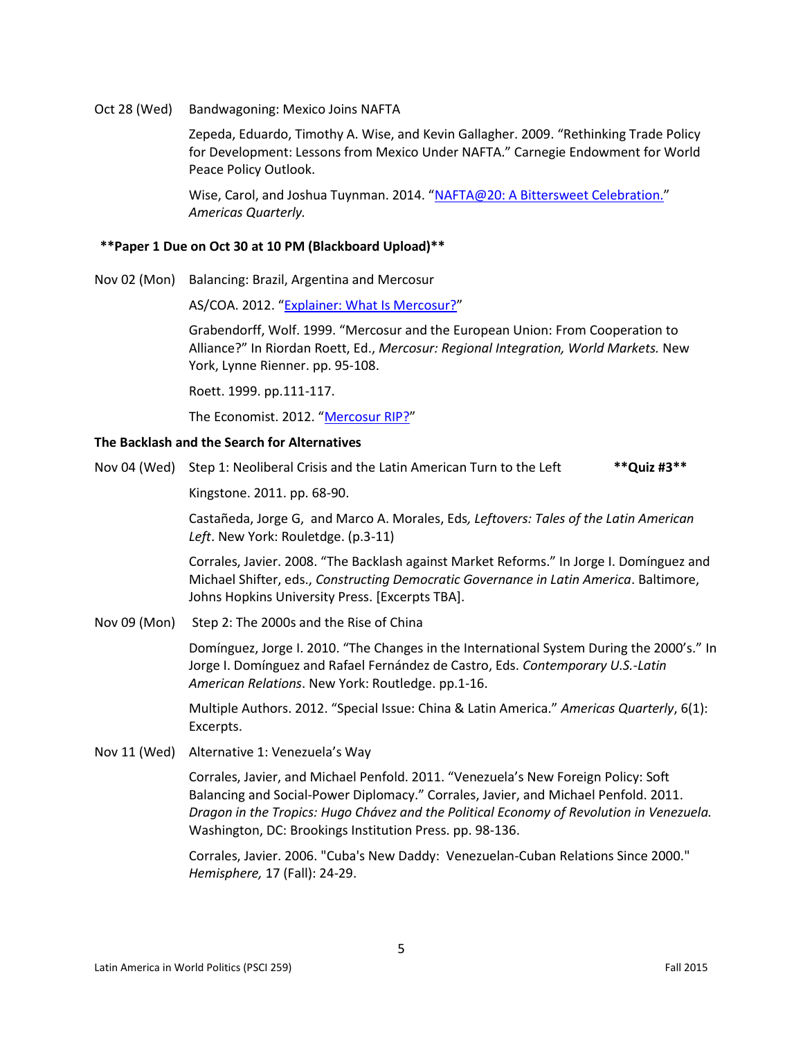Oct 28 (Wed) Bandwagoning: Mexico Joins NAFTA

Zepeda, Eduardo, Timothy A. Wise, and Kevin Gallagher. 2009. "Rethinking Trade Policy for Development: Lessons from Mexico Under NAFTA." Carnegie Endowment for World Peace Policy Outlook.

Wise, Carol, and Joshua Tuynman. 2014. "NAFTA@20: A Bittersweet Celebration." *Americas Quarterly.*

**\*\*Paper 1 Due on Oct 30 at 10 PM (Blackboard Upload)\*\***

Nov 02 (Mon) Balancing: Brazil, Argentina and Mercosur

AS/COA. 2012. "Explainer: What Is Mercosur?"

Grabendorff, Wolf. 1999. "Mercosur and the European Union: From Cooperation to Alliance?" In Riordan Roett, Ed., *Mercosur: Regional Integration, World Markets.* New York, Lynne Rienner. pp. 95-108.

Roett. 1999. pp.111-117.

The Economist. 2012. "Mercosur RIP?"

**The Backlash and the Search for Alternatives**

Nov 04 (Wed) Step 1: Neoliberal Crisis and the Latin American Turn to the Left **\*\*Quiz #3\*\***

Kingstone. 2011. pp. 68-90.

Castañeda, Jorge G, and Marco A. Morales, Eds*, Leftovers: Tales of the Latin American Left*. New York: Rouletdge. (p.3-11)

Corrales, Javier. 2008. "The Backlash against Market Reforms." In Jorge I. Domínguez and Michael Shifter, eds., *Constructing Democratic Governance in Latin America*. Baltimore, Johns Hopkins University Press. [Excerpts TBA].

Nov 09 (Mon) Step 2: The 2000s and the Rise of China

Domínguez, Jorge I. 2010. "The Changes in the International System During the 2000's." In Jorge I. Domínguez and Rafael Fernández de Castro, Eds. *Contemporary U.S.-Latin American Relations*. New York: Routledge. pp.1-16.

Multiple Authors. 2012. "Special Issue: China & Latin America." *Americas Quarterly*, 6(1): Excerpts.

Nov 11 (Wed) Alternative 1: Venezuela's Way

Corrales, Javier, and Michael Penfold. 2011. "Venezuela's New Foreign Policy: Soft Balancing and Social-Power Diplomacy." Corrales, Javier, and Michael Penfold. 2011. *Dragon in the Tropics: Hugo Chávez and the Political Economy of Revolution in Venezuela.* Washington, DC: Brookings Institution Press. pp. 98-136.

Corrales, Javier. 2006. "Cuba's New Daddy: Venezuelan-Cuban Relations Since 2000." *Hemisphere,* 17 (Fall): 24-29.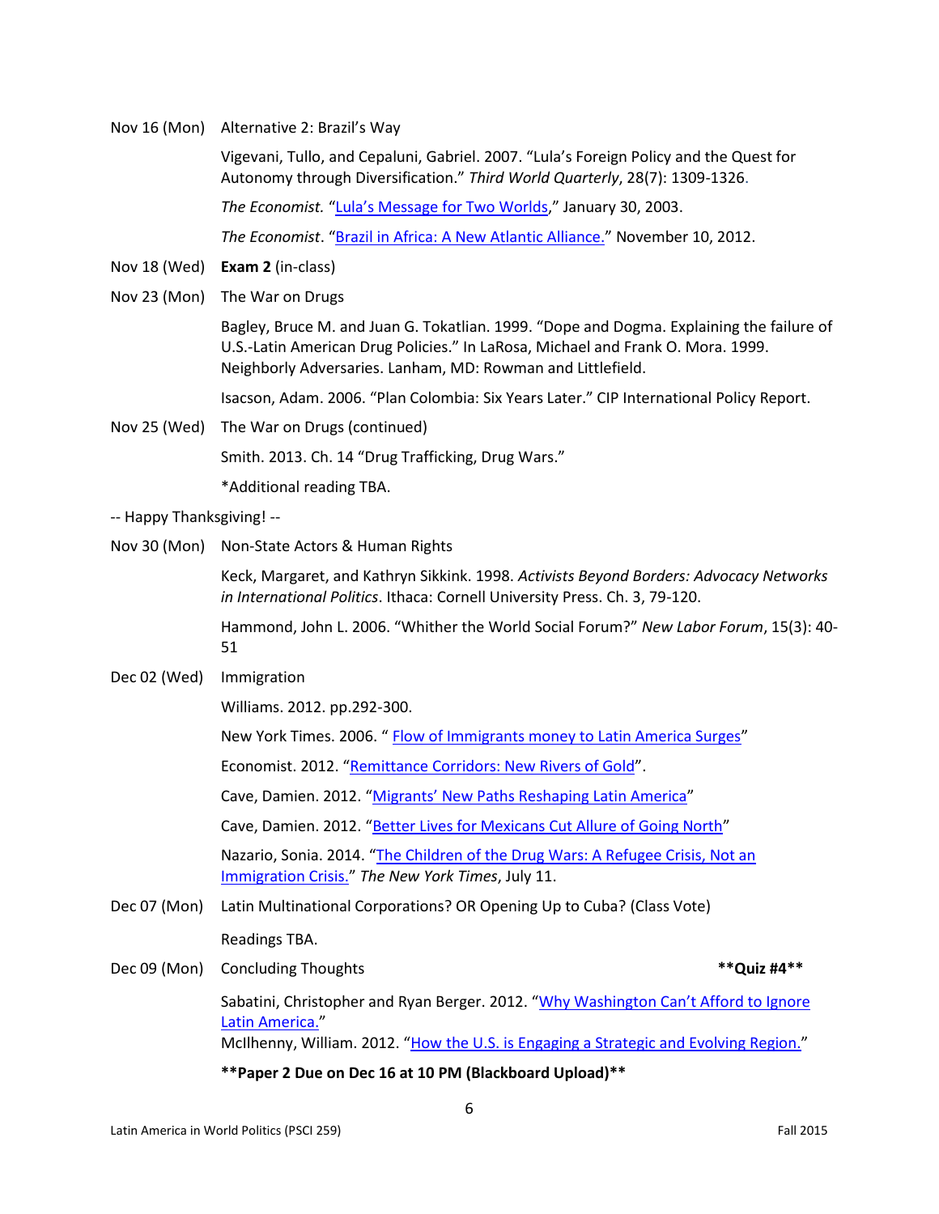Nov 16 (Mon) Alternative 2: Brazil's Way

Vigevani, Tullo, and Cepaluni, Gabriel. 2007. "Lula's Foreign Policy and the Quest for Autonomy through Diversification." *Third World Quarterly*, 28(7): 1309-1326.

*The Economist.* "Lula's Message for Two Worlds," January 30, 2003.

*The Economist*. "Brazil in Africa: A New Atlantic Alliance." November 10, 2012.

Nov 18 (Wed) **Exam 2** (in-class)

Nov 23 (Mon) The War on Drugs

Bagley, Bruce M. and Juan G. Tokatlian. 1999. "Dope and Dogma. Explaining the failure of U.S.-Latin American Drug Policies." In LaRosa, Michael and Frank O. Mora. 1999. Neighborly Adversaries. Lanham, MD: Rowman and Littlefield.

Isacson, Adam. 2006. "Plan Colombia: Six Years Later." CIP International Policy Report.

Nov 25 (Wed) The War on Drugs (continued)

Smith. 2013. Ch. 14 "Drug Trafficking, Drug Wars."

*Additional reading TBA.

-- Happy Thanksgiving! --

Nov 30 (Mon) Non-State Actors & Human Rights

Keck, Margaret, and Kathryn Sikkink. 1998. *Activists Beyond Borders: Advocacy Networks in International Politics*. Ithaca: Cornell University Press. Ch. 3, 79-120.

Hammond, John L. 2006. "Whither the World Social Forum?" *New Labor Forum*, 15(3): 40-51

Dec 02 (Wed) Immigration

Williams. 2012. pp.292-300.

New York Times. 2006. " Flow of Immigrants money to Latin America Surges"

Economist. 2012. "Remittance Corridors: New Rivers of Gold".

Cave, Damien. 2012. "Migrants' New Paths Reshaping Latin America"

Cave, Damien. 2012. "Better Lives for Mexicans Cut Allure of Going North"

Nazario, Sonia. 2014. "The Children of the Drug Wars: A Refugee Crisis, Not an Immigration Crisis." *The New York Times*, July 11.

Dec 07 (Mon) Latin Multinational Corporations? OR Opening Up to Cuba? (Class Vote)

Readings TBA.

Dec 09 (Mon) Concluding Thoughts **Quiz #4**

Sabatini, Christopher and Ryan Berger. 2012. "Why Washington Can't Afford to Ignore Latin America."
McIlhenny, William. 2012. "How the U.S. is Engaging a Strategic and Evolving Region."

**Paper 2 Due on Dec 16 at 10 PM (Blackboard Upload)**